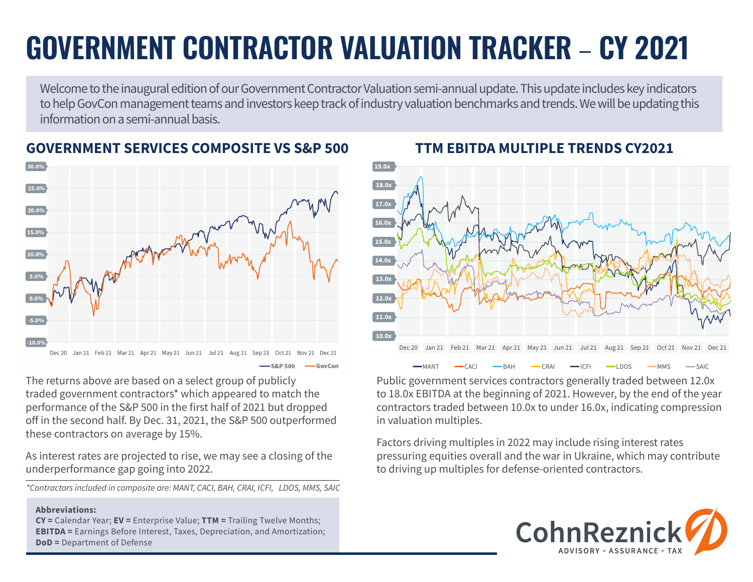# GOVERNMENT CONTRACTOR VALUATION TRACKER – CY 2021

Welcome to the inaugural edition of our Government Contractor Valuation semi-annual update. This update includes key indicators to help GovCon management teams and investors keep track of industry valuation benchmarks and trends. We will be updating this information on a semi-annual basis.

## GOVERNMENT SERVICES COMPOSITE VS S&P 500

The returns above are based on a select group of publicly traded government contractors* which appeared to match the performance of the S&P 500 in the first half of 2021 but dropped off in the second half. By Dec. 31, 2021, the S&P 500 outperformed these contractors on average by 15%.

As interest rates are projected to rise, we may see a closing of the underperformance gap going into 2022.

*\*Contractors included in composite are: MANT, CACI, BAH, CRAI, ICFI, LDOS, MMS, SAIC*

**Abbreviations:**
**CY =** Calendar Year; **EV =** Enterprise Value; **TTM =** Trailing Twelve Months; **EBITDA =** Earnings Before Interest, Taxes, Depreciation, and Amortization; **DoD =** Department of Defense

## TTM EBITDA MULTIPLE TRENDS CY2021

Public government services contractors generally traded between 12.0x to 18.0x EBITDA at the beginning of 2021. However, by the end of the year contractors traded between 10.0x to under 16.0x, indicating compression in valuation multiples.

Factors driving multiples in 2022 may include rising interest rates pressuring equities overall and the war in Ukraine, which may contribute to driving up multiples for defense-oriented contractors.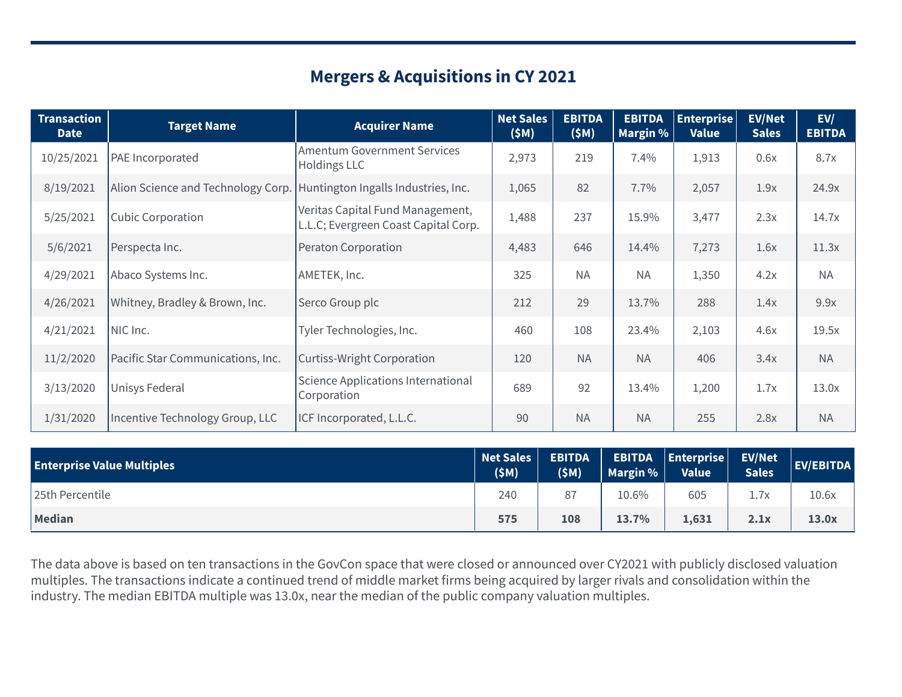## Mergers & Acquisitions in CY 2021

| Transaction Date | Target Name | Acquirer Name | Net Sales ($M) | EBITDA ($M) | EBITDA Margin % | Enterprise Value | EV/Net Sales | EV/ EBITDA |
|---|---|---|---|---|---|---|---|---|
| 10/25/2021 | PAE Incorporated | Amentum Government Services Holdings LLC | 2,973 | 219 | 7.4% | 1,913 | 0.6x | 8.7x |
| 8/19/2021 | Alion Science and Technology Corp. | Huntington Ingalls Industries, Inc. | 1,065 | 82 | 7.7% | 2,057 | 1.9x | 24.9x |
| 5/25/2021 | Cubic Corporation | Veritas Capital Fund Management, L.L.C; Evergreen Coast Capital Corp. | 1,488 | 237 | 15.9% | 3,477 | 2.3x | 14.7x |
| 5/6/2021 | Perspecta Inc. | Peraton Corporation | 4,483 | 646 | 14.4% | 7,273 | 1.6x | 11.3x |
| 4/29/2021 | Abaco Systems Inc. | AMETEK, Inc. | 325 | NA | NA | 1,350 | 4.2x | NA |
| 4/26/2021 | Whitney, Bradley & Brown, Inc. | Serco Group plc | 212 | 29 | 13.7% | 288 | 1.4x | 9.9x |
| 4/21/2021 | NIC Inc. | Tyler Technologies, Inc. | 460 | 108 | 23.4% | 2,103 | 4.6x | 19.5x |
| 11/2/2020 | Pacific Star Communications, Inc. | Curtiss-Wright Corporation | 120 | NA | NA | 406 | 3.4x | NA |
| 3/13/2020 | Unisys Federal | Science Applications International Corporation | 689 | 92 | 13.4% | 1,200 | 1.7x | 13.0x |
| 1/31/2020 | Incentive Technology Group, LLC | ICF Incorporated, L.L.C. | 90 | NA | NA | 255 | 2.8x | NA |

| Enterprise Value Multiples | Net Sales ($M) | EBITDA ($M) | EBITDA Margin % | Enterprise Value | EV/Net Sales | EV/EBITDA |
|---|---|---|---|---|---|---|
| 25th Percentile | 240 | 87 | 10.6% | 605 | 1.7x | 10.6x |
| **Median** | **575** | **108** | **13.7%** | **1,631** | **2.1x** | **13.0x** |

The data above is based on ten transactions in the GovCon space that were closed or announced over CY2021 with publicly disclosed valuation multiples. The transactions indicate a continued trend of middle market firms being acquired by larger rivals and consolidation within the industry. The median EBITDA multiple was 13.0x, near the median of the public company valuation multiples.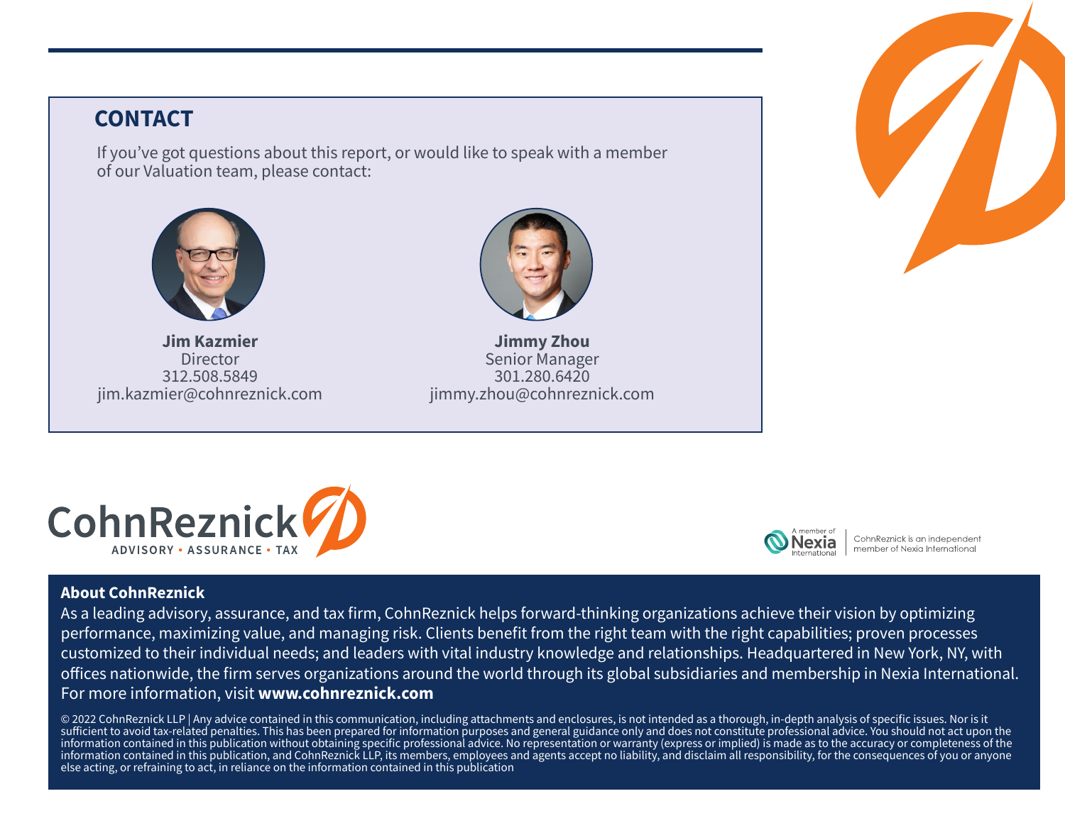## CONTACT

If you've got questions about this report, or would like to speak with a member of our Valuation team, please contact:

**Jim Kazmier**
Director
312.508.5849
jim.kazmier@cohnreznick.com

**Jimmy Zhou**
Senior Manager
301.280.6420
jimmy.zhou@cohnreznick.com

CohnReznick
ADVISORY • ASSURANCE • TAX

A member of Nexia International

CohnReznick is an independent member of Nexia International

**About CohnReznick**

As a leading advisory, assurance, and tax firm, CohnReznick helps forward-thinking organizations achieve their vision by optimizing performance, maximizing value, and managing risk. Clients benefit from the right team with the right capabilities; proven processes customized to their individual needs; and leaders with vital industry knowledge and relationships. Headquartered in New York, NY, with offices nationwide, the firm serves organizations around the world through its global subsidiaries and membership in Nexia International. For more information, visit **www.cohnreznick.com**

© 2022 CohnReznick LLP | Any advice contained in this communication, including attachments and enclosures, is not intended as a thorough, in-depth analysis of specific issues. Nor is it sufficient to avoid tax-related penalties. This has been prepared for information purposes and general guidance only and does not constitute professional advice. You should not act upon the information contained in this publication without obtaining specific professional advice. No representation or warranty (express or implied) is made as to the accuracy or completeness of the information contained in this publication, and CohnReznick LLP, its members, employees and agents accept no liability, and disclaim all responsibility, for the consequences of you or anyone else acting, or refraining to act, in reliance on the information contained in this publication